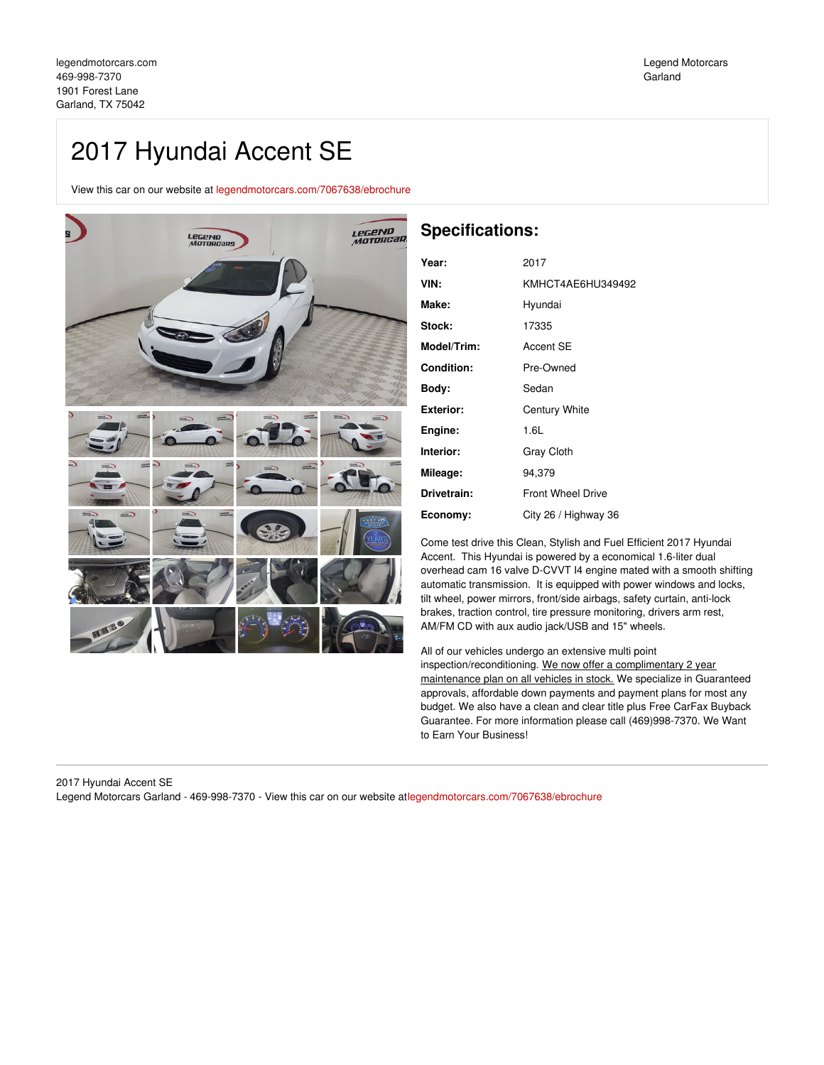legendmotorcars.com
469-998-7370
1901 Forest Lane
Garland, TX 75042

Legend Motorcars
Garland

# 2017 Hyundai Accent SE

View this car on our website at legendmotorcars.com/7067638/ebrochure

## Specifications:

| | |
|---|---|
| **Year:** | 2017 |
| **VIN:** | KMHCT4AE6HU349492 |
| **Make:** | Hyundai |
| **Stock:** | 17335 |
| **Model/Trim:** | Accent SE |
| **Condition:** | Pre-Owned |
| **Body:** | Sedan |
| **Exterior:** | Century White |
| **Engine:** | 1.6L |
| **Interior:** | Gray Cloth |
| **Mileage:** | 94,379 |
| **Drivetrain:** | Front Wheel Drive |
| **Economy:** | City 26 / Highway 36 |

Come test drive this Clean, Stylish and Fuel Efficient 2017 Hyundai Accent. This Hyundai is powered by a economical 1.6-liter dual overhead cam 16 valve D-CVVT I4 engine mated with a smooth shifting automatic transmission. It is equipped with power windows and locks, tilt wheel, power mirrors, front/side airbags, safety curtain, anti-lock brakes, traction control, tire pressure monitoring, drivers arm rest, AM/FM CD with aux audio jack/USB and 15" wheels.

All of our vehicles undergo an extensive multi point inspection/reconditioning. We now offer a complimentary 2 year maintenance plan on all vehicles in stock. We specialize in Guaranteed approvals, affordable down payments and payment plans for most any budget. We also have a clean and clear title plus Free CarFax Buyback Guarantee. For more information please call (469)998-7370. We Want to Earn Your Business!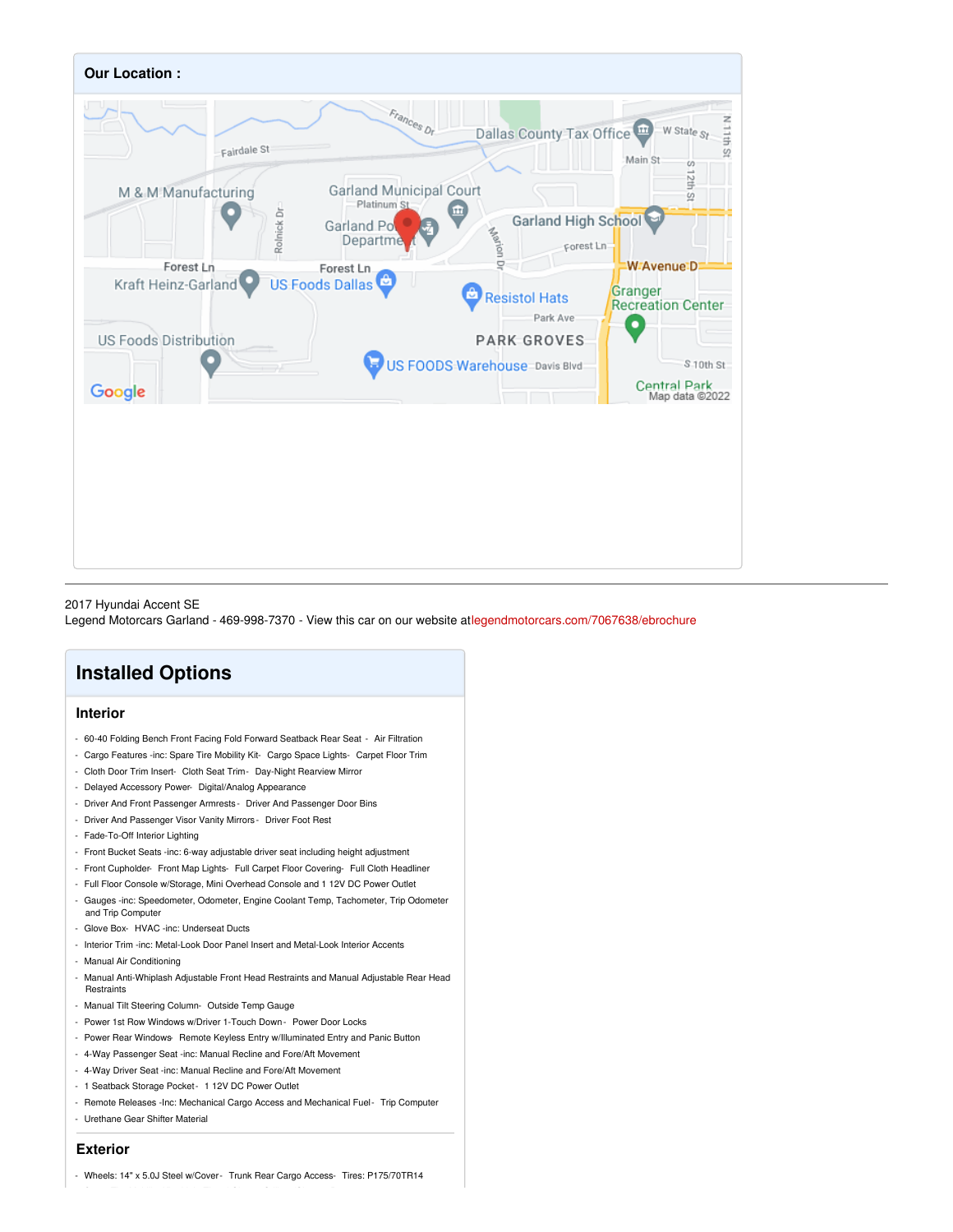## Our Location :

2017 Hyundai Accent SE
Legend Motorcars Garland - 469-998-7370 - View this car on our website at legendmotorcars.com/7067638/ebrochure

# Installed Options

## Interior

- 60-40 Folding Bench Front Facing Fold Forward Seatback Rear Seat - Air Filtration
- Cargo Features -inc: Spare Tire Mobility Kit - Cargo Space Lights - Carpet Floor Trim
- Cloth Door Trim Insert - Cloth Seat Trim - Day-Night Rearview Mirror
- Delayed Accessory Power - Digital/Analog Appearance
- Driver And Front Passenger Armrests - Driver And Passenger Door Bins
- Driver And Passenger Visor Vanity Mirrors - Driver Foot Rest
- Fade-To-Off Interior Lighting
- Front Bucket Seats -inc: 6-way adjustable driver seat including height adjustment
- Front Cupholder - Front Map Lights - Full Carpet Floor Covering - Full Cloth Headliner
- Full Floor Console w/Storage, Mini Overhead Console and 1 12V DC Power Outlet
- Gauges -inc: Speedometer, Odometer, Engine Coolant Temp, Tachometer, Trip Odometer and Trip Computer
- Glove Box - HVAC -inc: Underseat Ducts
- Interior Trim -inc: Metal-Look Door Panel Insert and Metal-Look Interior Accents
- Manual Air Conditioning
- Manual Anti-Whiplash Adjustable Front Head Restraints and Manual Adjustable Rear Head Restraints
- Manual Tilt Steering Column - Outside Temp Gauge
- Power 1st Row Windows w/Driver 1-Touch Down - Power Door Locks
- Power Rear Windows - Remote Keyless Entry w/Illuminated Entry and Panic Button
- 4-Way Passenger Seat -inc: Manual Recline and Fore/Aft Movement
- 4-Way Driver Seat -inc: Manual Recline and Fore/Aft Movement
- 1 Seatback Storage Pocket - 1 12V DC Power Outlet
- Remote Releases -Inc: Mechanical Cargo Access and Mechanical Fuel - Trip Computer
- Urethane Gear Shifter Material

## Exterior

- Wheels: 14" x 5.0J Steel w/Cover - Trunk Rear Cargo Access - Tires: P175/70TR14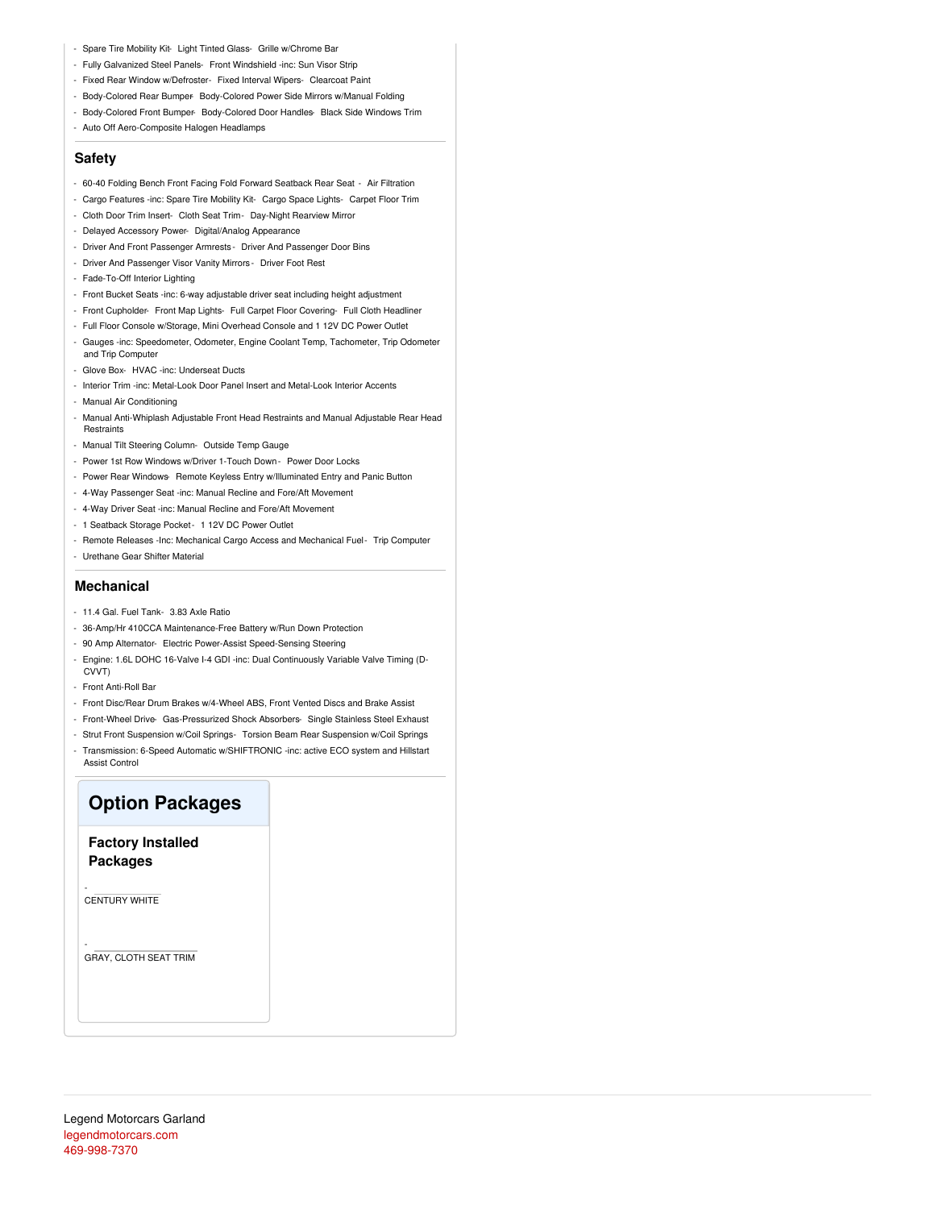- Spare Tire Mobility Kit- Light Tinted Glass- Grille w/Chrome Bar
- Fully Galvanized Steel Panels- Front Windshield -inc: Sun Visor Strip
- Fixed Rear Window w/Defroster- Fixed Interval Wipers- Clearcoat Paint
- Body-Colored Rear Bumper- Body-Colored Power Side Mirrors w/Manual Folding
- Body-Colored Front Bumper- Body-Colored Door Handles- Black Side Windows Trim
- Auto Off Aero-Composite Halogen Headlamps

## Safety

- 60-40 Folding Bench Front Facing Fold Forward Seatback Rear Seat - Air Filtration
- Cargo Features -inc: Spare Tire Mobility Kit- Cargo Space Lights- Carpet Floor Trim
- Cloth Door Trim Insert- Cloth Seat Trim- Day-Night Rearview Mirror
- Delayed Accessory Power- Digital/Analog Appearance
- Driver And Front Passenger Armrests - Driver And Passenger Door Bins
- Driver And Passenger Visor Vanity Mirrors - Driver Foot Rest
- Fade-To-Off Interior Lighting
- Front Bucket Seats -inc: 6-way adjustable driver seat including height adjustment
- Front Cupholder- Front Map Lights- Full Carpet Floor Covering- Full Cloth Headliner
- Full Floor Console w/Storage, Mini Overhead Console and 1 12V DC Power Outlet
- Gauges -inc: Speedometer, Odometer, Engine Coolant Temp, Tachometer, Trip Odometer and Trip Computer
- Glove Box- HVAC -inc: Underseat Ducts
- Interior Trim -inc: Metal-Look Door Panel Insert and Metal-Look Interior Accents
- Manual Air Conditioning
- Manual Anti-Whiplash Adjustable Front Head Restraints and Manual Adjustable Rear Head Restraints
- Manual Tilt Steering Column- Outside Temp Gauge
- Power 1st Row Windows w/Driver 1-Touch Down - Power Door Locks
- Power Rear Windows- Remote Keyless Entry w/Illuminated Entry and Panic Button
- 4-Way Passenger Seat -inc: Manual Recline and Fore/Aft Movement
- 4-Way Driver Seat -inc: Manual Recline and Fore/Aft Movement
- 1 Seatback Storage Pocket - 1 12V DC Power Outlet
- Remote Releases -Inc: Mechanical Cargo Access and Mechanical Fuel - Trip Computer
- Urethane Gear Shifter Material

## Mechanical

- 11.4 Gal. Fuel Tank- 3.83 Axle Ratio
- 36-Amp/Hr 410CCA Maintenance-Free Battery w/Run Down Protection
- 90 Amp Alternator- Electric Power-Assist Speed-Sensing Steering
- Engine: 1.6L DOHC 16-Valve I-4 GDI -inc: Dual Continuously Variable Valve Timing (D-CVVT)
- Front Anti-Roll Bar
- Front Disc/Rear Drum Brakes w/4-Wheel ABS, Front Vented Discs and Brake Assist
- Front-Wheel Drive- Gas-Pressurized Shock Absorbers- Single Stainless Steel Exhaust
- Strut Front Suspension w/Coil Springs- Torsion Beam Rear Suspension w/Coil Springs
- Transmission: 6-Speed Automatic w/SHIFTRONIC -inc: active ECO system and Hillstart Assist Control

# Option Packages

### Factory Installed Packages

- CENTURY WHITE

- GRAY, CLOTH SEAT TRIM

Legend Motorcars Garland
legendmotorcars.com
469-998-7370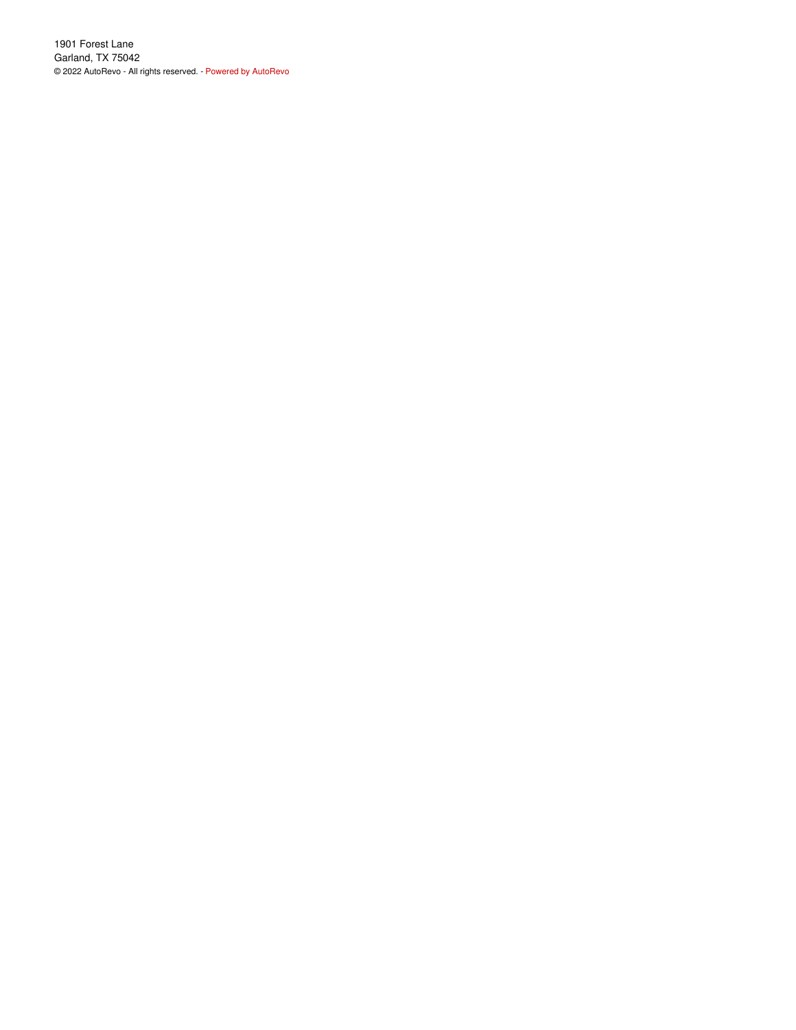1901 Forest Lane
Garland, TX 75042
© 2022 AutoRevo - All rights reserved. - Powered by AutoRevo